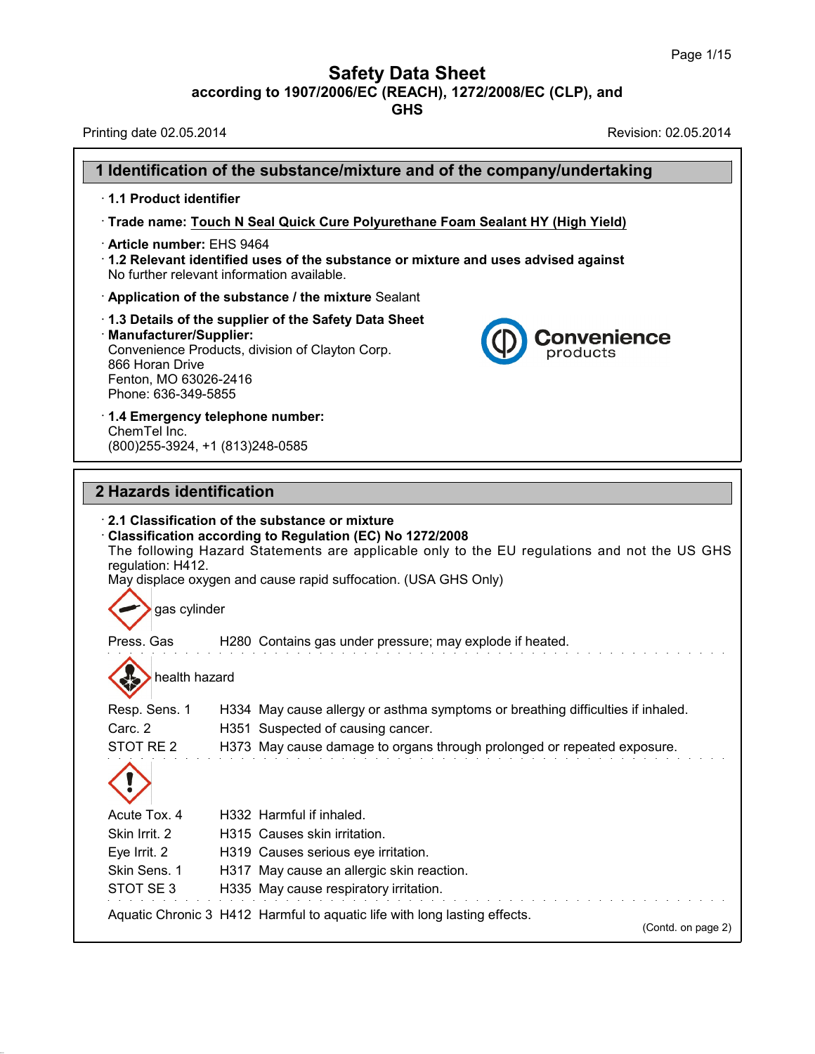# Safety Data Sheet

**according to 1907/2006/EC (REACH), 1272/2008/EC (CLP), and GHS**

Printing date 02.05.2014 Revision: 02.05.2014

## 1 Identification of the substance/mixture and of the company/undertaking

· **1.1 Product identifier**

· **Trade name: Touch N Seal Quick Cure Polyurethane Foam Sealant HY (High Yield)**

· **Article number:** EHS 9464

· **1.2 Relevant identified uses of the substance or mixture and uses advised against**
No further relevant information available.

· **Application of the substance / the mixture** Sealant

· **1.3 Details of the supplier of the Safety Data Sheet**

· **Manufacturer/Supplier:**
Convenience Products, division of Clayton Corp.
866 Horan Drive
Fenton, MO 63026-2416
Phone: 636-349-5855

· **1.4 Emergency telephone number:**
ChemTel Inc.
(800)255-3924, +1 (813)248-0585

## 2 Hazards identification

· **2.1 Classification of the substance or mixture**

· **Classification according to Regulation (EC) No 1272/2008**
The following Hazard Statements are applicable only to the EU regulations and not the US GHS regulation: H412.
May displace oxygen and cause rapid suffocation. (USA GHS Only)

gas cylinder

| | | |
|---|---|---|
| Press. Gas | H280 | Contains gas under pressure; may explode if heated. |

health hazard

| | | |
|---|---|---|
| Resp. Sens. 1 | H334 | May cause allergy or asthma symptoms or breathing difficulties if inhaled. |
| Carc. 2 | H351 | Suspected of causing cancer. |
| STOT RE 2 | H373 | May cause damage to organs through prolonged or repeated exposure. |

| | | |
|---|---|---|
| Acute Tox. 4 | H332 | Harmful if inhaled. |
| Skin Irrit. 2 | H315 | Causes skin irritation. |
| Eye Irrit. 2 | H319 | Causes serious eye irritation. |
| Skin Sens. 1 | H317 | May cause an allergic skin reaction. |
| STOT SE 3 | H335 | May cause respiratory irritation. |

| | | |
|---|---|---|
| Aquatic Chronic 3 | H412 | Harmful to aquatic life with long lasting effects. |

(Contd. on page 2)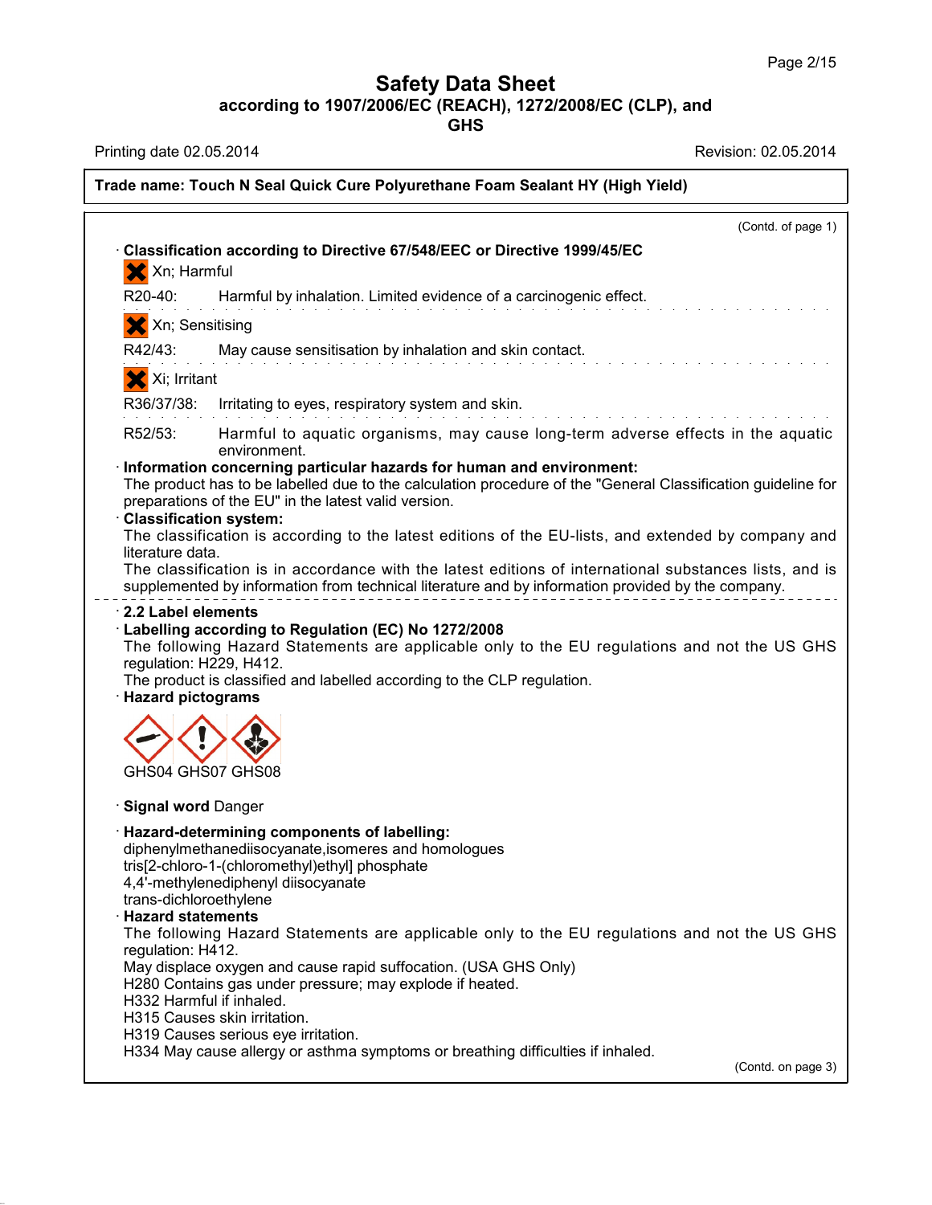**Trade name: Touch N Seal Quick Cure Polyurethane Foam Sealant HY (High Yield)**

(Contd. of page 1)

· **Classification according to Directive 67/548/EEC or Directive 1999/45/EC**

Xn; Harmful

R20-40: Harmful by inhalation. Limited evidence of a carcinogenic effect.

Xn; Sensitising

R42/43: May cause sensitisation by inhalation and skin contact.

Xi; Irritant

R36/37/38: Irritating to eyes, respiratory system and skin.

R52/53: Harmful to aquatic organisms, may cause long-term adverse effects in the aquatic environment.

· **Information concerning particular hazards for human and environment:**
The product has to be labelled due to the calculation procedure of the "General Classification guideline for preparations of the EU" in the latest valid version.

· **Classification system:**
The classification is according to the latest editions of the EU-lists, and extended by company and literature data.
The classification is in accordance with the latest editions of international substances lists, and is supplemented by information from technical literature and by information provided by the company.

· **2.2 Label elements**

· **Labelling according to Regulation (EC) No 1272/2008**
The following Hazard Statements are applicable only to the EU regulations and not the US GHS regulation: H229, H412.
The product is classified and labelled according to the CLP regulation.

· **Hazard pictograms**

GHS04 GHS07 GHS08

· **Signal word** Danger

· **Hazard-determining components of labelling:**
diphenylmethanediisocyanate,isomeres and homologues
tris[2-chloro-1-(chloromethyl)ethyl] phosphate
4,4'-methylenediphenyl diisocyanate
trans-dichloroethylene

· **Hazard statements**
The following Hazard Statements are applicable only to the EU regulations and not the US GHS regulation: H412.
May displace oxygen and cause rapid suffocation. (USA GHS Only)
H280 Contains gas under pressure; may explode if heated.
H332 Harmful if inhaled.
H315 Causes skin irritation.
H319 Causes serious eye irritation.
H334 May cause allergy or asthma symptoms or breathing difficulties if inhaled.

(Contd. on page 3)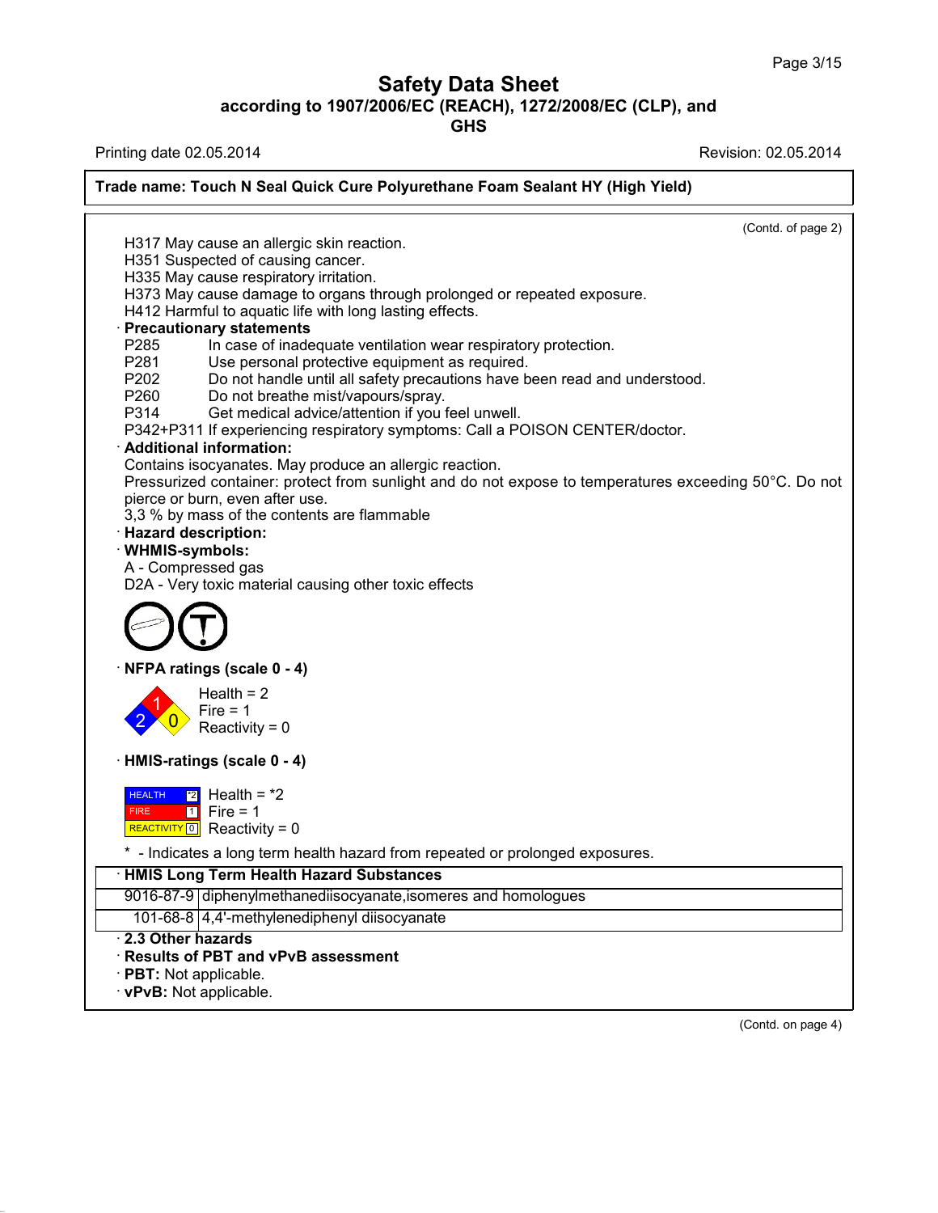(Contd. of page 2)

H317 May cause an allergic skin reaction.
H351 Suspected of causing cancer.
H335 May cause respiratory irritation.
H373 May cause damage to organs through prolonged or repeated exposure.
H412 Harmful to aquatic life with long lasting effects.

· **Precautionary statements**

P285 In case of inadequate ventilation wear respiratory protection.
P281 Use personal protective equipment as required.
P202 Do not handle until all safety precautions have been read and understood.
P260 Do not breathe mist/vapours/spray.
P314 Get medical advice/attention if you feel unwell.
P342+P311 If experiencing respiratory symptoms: Call a POISON CENTER/doctor.

· **Additional information:**

Contains isocyanates. May produce an allergic reaction.
Pressurized container: protect from sunlight and do not expose to temperatures exceeding 50°C. Do not pierce or burn, even after use.
3,3 % by mass of the contents are flammable

· **Hazard description:**

· **WHMIS-symbols:**

A - Compressed gas
D2A - Very toxic material causing other toxic effects

· **NFPA ratings (scale 0 - 4)**

Health = 2
Fire = 1
Reactivity = 0

· **HMIS-ratings (scale 0 - 4)**

HEALTH *2 Health = *2
FIRE 1 Fire = 1
REACTIVITY 0 Reactivity = 0

* - Indicates a long term health hazard from repeated or prolonged exposures.

| · HMIS Long Term Health Hazard Substances | |
|---|---|
| 9016-87-9 | diphenylmethanediisocyanate,isomeres and homologues |
| 101-68-8 | 4,4'-methylenediphenyl diisocyanate |

· **2.3 Other hazards**

· **Results of PBT and vPvB assessment**

· **PBT:** Not applicable.

· **vPvB:** Not applicable.

(Contd. on page 4)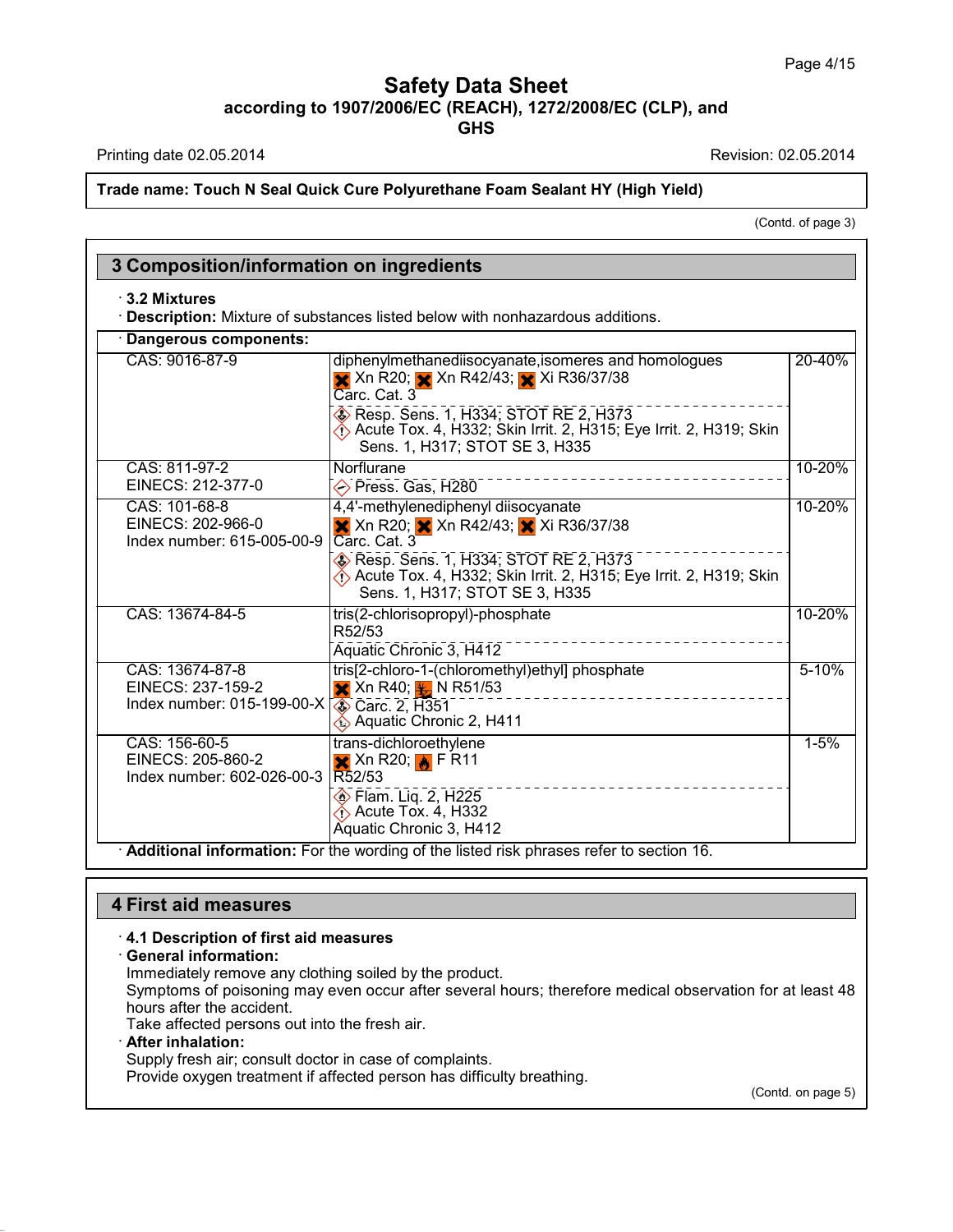Trade name: Touch N Seal Quick Cure Polyurethane Foam Sealant HY (High Yield)

(Contd. of page 3)

## 3 Composition/information on ingredients

· **3.2 Mixtures**

· **Description:** Mixture of substances listed below with nonhazardous additions.

· **Dangerous components:**

| | | |
|---|---|---|
| CAS: 9016-87-9 | diphenylmethanediisocyanate,isomeres and homologues<br>Xn R20; Xn R42/43; Xi R36/37/38<br>Carc. Cat. 3<br>Resp. Sens. 1, H334; STOT RE 2, H373<br>Acute Tox. 4, H332; Skin Irrit. 2, H315; Eye Irrit. 2, H319; Skin Sens. 1, H317; STOT SE 3, H335 | 20-40% |
| CAS: 811-97-2<br>EINECS: 212-377-0 | Norflurane<br>Press. Gas, H280 | 10-20% |
| CAS: 101-68-8<br>EINECS: 202-966-0<br>Index number: 615-005-00-9 | 4,4'-methylenediphenyl diisocyanate<br>Xn R20; Xn R42/43; Xi R36/37/38<br>Carc. Cat. 3<br>Resp. Sens. 1, H334; STOT RE 2, H373<br>Acute Tox. 4, H332; Skin Irrit. 2, H315; Eye Irrit. 2, H319; Skin Sens. 1, H317; STOT SE 3, H335 | 10-20% |
| CAS: 13674-84-5 | tris(2-chlorisopropyl)-phosphate<br>R52/53<br>Aquatic Chronic 3, H412 | 10-20% |
| CAS: 13674-87-8<br>EINECS: 237-159-2<br>Index number: 015-199-00-X | tris[2-chloro-1-(chloromethyl)ethyl] phosphate<br>Xn R40; N R51/53<br>Carc. 2, H351<br>Aquatic Chronic 2, H411 | 5-10% |
| CAS: 156-60-5<br>EINECS: 205-860-2<br>Index number: 602-026-00-3 | trans-dichloroethylene<br>Xn R20; F R11<br>R52/53<br>Flam. Liq. 2, H225<br>Acute Tox. 4, H332<br>Aquatic Chronic 3, H412 | 1-5% |

· **Additional information:** For the wording of the listed risk phrases refer to section 16.

## 4 First aid measures

· **4.1 Description of first aid measures**

· **General information:**

Immediately remove any clothing soiled by the product.

Symptoms of poisoning may even occur after several hours; therefore medical observation for at least 48 hours after the accident.

Take affected persons out into the fresh air.

· **After inhalation:**

Supply fresh air; consult doctor in case of complaints.

Provide oxygen treatment if affected person has difficulty breathing.

(Contd. on page 5)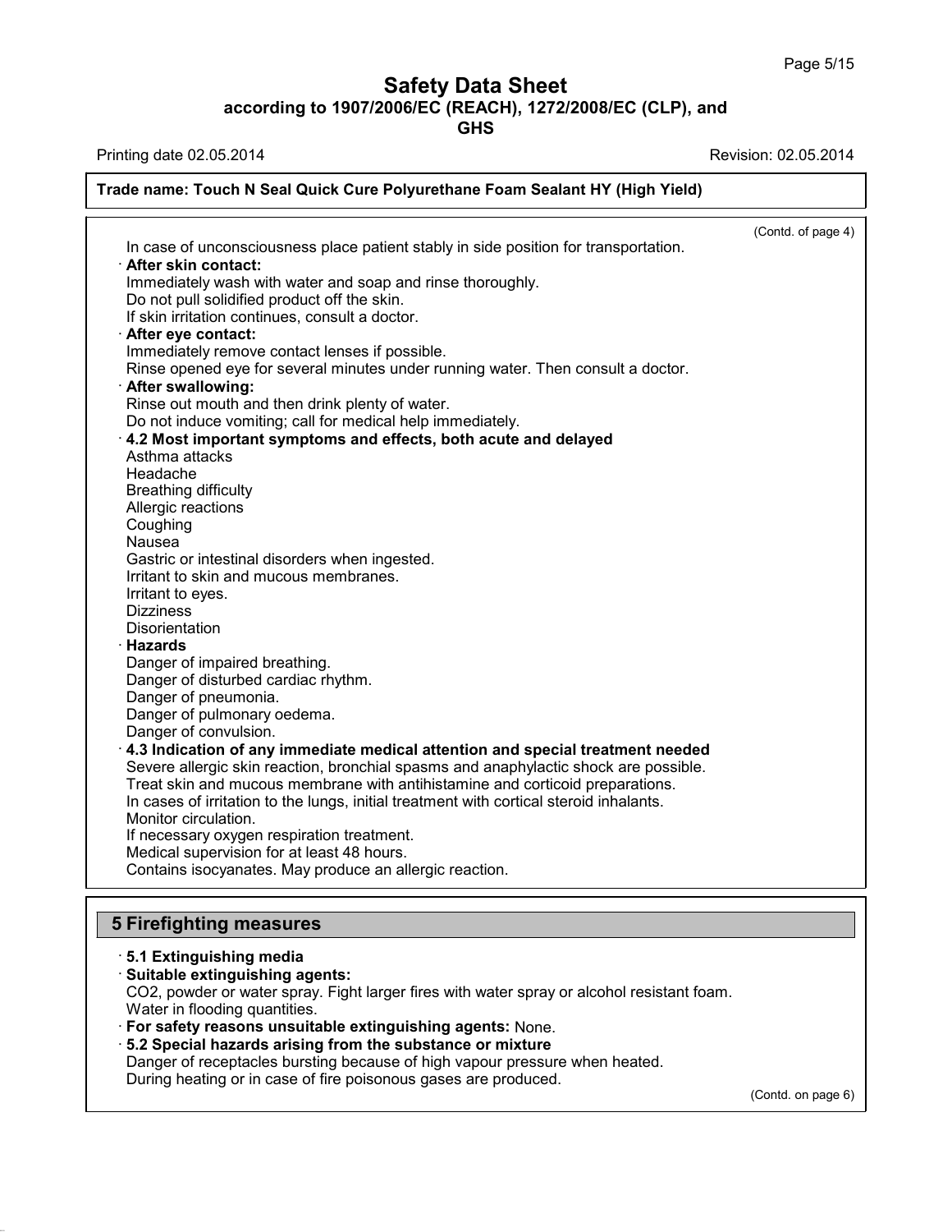(Contd. of page 4)

In case of unconsciousness place patient stably in side position for transportation.

· **After skin contact:**
Immediately wash with water and soap and rinse thoroughly.
Do not pull solidified product off the skin.
If skin irritation continues, consult a doctor.

· **After eye contact:**
Immediately remove contact lenses if possible.
Rinse opened eye for several minutes under running water. Then consult a doctor.

· **After swallowing:**
Rinse out mouth and then drink plenty of water.
Do not induce vomiting; call for medical help immediately.

· **4.2 Most important symptoms and effects, both acute and delayed**
Asthma attacks
Headache
Breathing difficulty
Allergic reactions
Coughing
Nausea
Gastric or intestinal disorders when ingested.
Irritant to skin and mucous membranes.
Irritant to eyes.
Dizziness
Disorientation

· **Hazards**
Danger of impaired breathing.
Danger of disturbed cardiac rhythm.
Danger of pneumonia.
Danger of pulmonary oedema.
Danger of convulsion.

· **4.3 Indication of any immediate medical attention and special treatment needed**
Severe allergic skin reaction, bronchial spasms and anaphylactic shock are possible.
Treat skin and mucous membrane with antihistamine and corticoid preparations.
In cases of irritation to the lungs, initial treatment with cortical steroid inhalants.
Monitor circulation.
If necessary oxygen respiration treatment.
Medical supervision for at least 48 hours.
Contains isocyanates. May produce an allergic reaction.

## 5 Firefighting measures

· **5.1 Extinguishing media**

· **Suitable extinguishing agents:**
$CO_2$, powder or water spray. Fight larger fires with water spray or alcohol resistant foam.
Water in flooding quantities.

· **For safety reasons unsuitable extinguishing agents:** None.

· **5.2 Special hazards arising from the substance or mixture**
Danger of receptacles bursting because of high vapour pressure when heated.
During heating or in case of fire poisonous gases are produced.

(Contd. on page 6)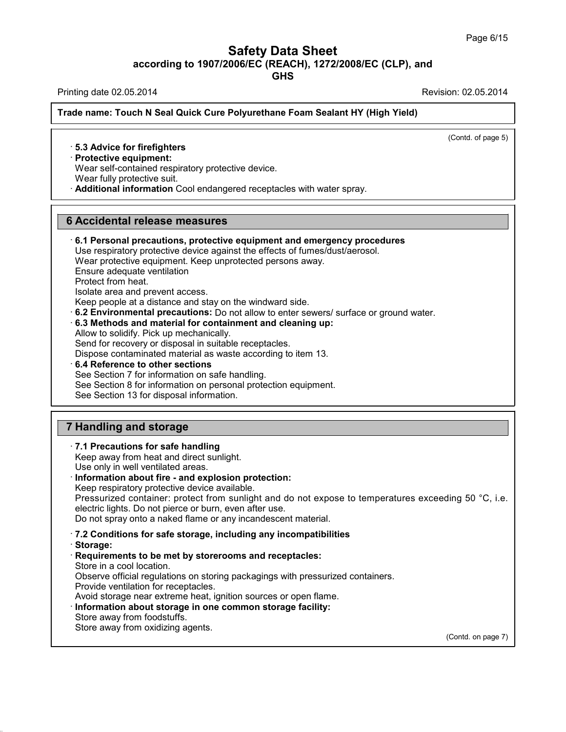(Contd. of page 5)

· **5.3 Advice for firefighters**
· **Protective equipment:**
Wear self-contained respiratory protective device.
Wear fully protective suit.
· **Additional information** Cool endangered receptacles with water spray.

## 6 Accidental release measures

· **6.1 Personal precautions, protective equipment and emergency procedures**
Use respiratory protective device against the effects of fumes/dust/aerosol.
Wear protective equipment. Keep unprotected persons away.
Ensure adequate ventilation
Protect from heat.
Isolate area and prevent access.
Keep people at a distance and stay on the windward side.
· **6.2 Environmental precautions:** Do not allow to enter sewers/ surface or ground water.
· **6.3 Methods and material for containment and cleaning up:**
Allow to solidify. Pick up mechanically.
Send for recovery or disposal in suitable receptacles.
Dispose contaminated material as waste according to item 13.
· **6.4 Reference to other sections**
See Section 7 for information on safe handling.
See Section 8 for information on personal protection equipment.
See Section 13 for disposal information.

## 7 Handling and storage

· **7.1 Precautions for safe handling**
Keep away from heat and direct sunlight.
Use only in well ventilated areas.
· **Information about fire - and explosion protection:**
Keep respiratory protective device available.
Pressurized container: protect from sunlight and do not expose to temperatures exceeding 50 °C, i.e. electric lights. Do not pierce or burn, even after use.
Do not spray onto a naked flame or any incandescent material.

· **7.2 Conditions for safe storage, including any incompatibilities**
· **Storage:**
· **Requirements to be met by storerooms and receptacles:**
Store in a cool location.
Observe official regulations on storing packagings with pressurized containers.
Provide ventilation for receptacles.
Avoid storage near extreme heat, ignition sources or open flame.
· **Information about storage in one common storage facility:**
Store away from foodstuffs.
Store away from oxidizing agents.

(Contd. on page 7)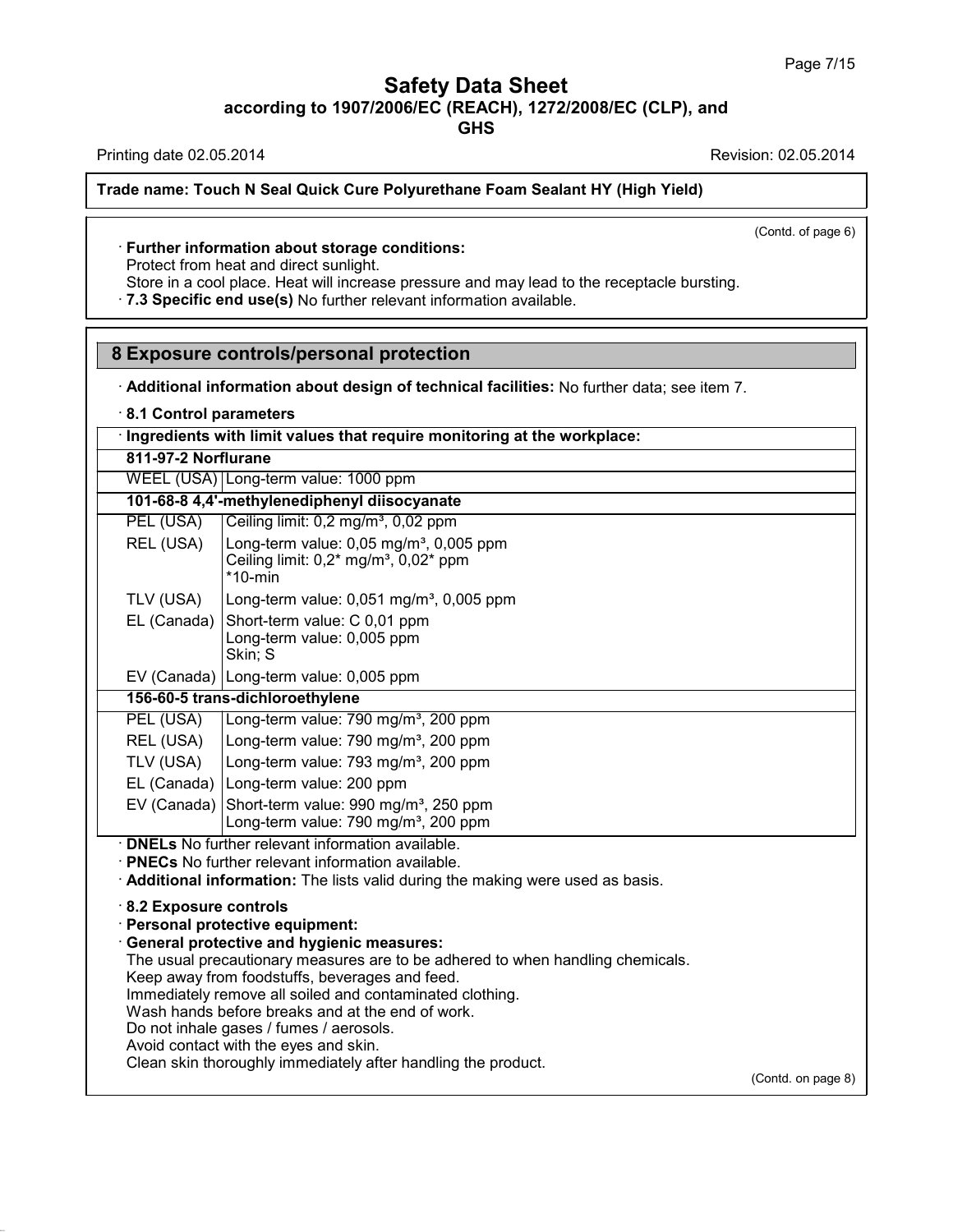(Contd. of page 6)

· **Further information about storage conditions:**
Protect from heat and direct sunlight.
Store in a cool place. Heat will increase pressure and may lead to the receptacle bursting.
· **7.3 Specific end use(s)** No further relevant information available.

## 8 Exposure controls/personal protection

· **Additional information about design of technical facilities:** No further data; see item 7.

· **8.1 Control parameters**

| · **Ingredients with limit values that require monitoring at the workplace:** | |
|---|---|
| **811-97-2 Norflurane** | |
| WEEL (USA) | Long-term value: 1000 ppm |
| **101-68-8 4,4'-methylenediphenyl diisocyanate** | |
| PEL (USA) | Ceiling limit: 0,2 mg/m³, 0,02 ppm |
| REL (USA) | Long-term value: 0,05 mg/m³, 0,005 ppm<br>Ceiling limit: 0,2* mg/m³, 0,02* ppm<br>*10-min |
| TLV (USA) | Long-term value: 0,051 mg/m³, 0,005 ppm |
| EL (Canada) | Short-term value: C 0,01 ppm<br>Long-term value: 0,005 ppm<br>Skin; S |
| EV (Canada) | Long-term value: 0,005 ppm |
| **156-60-5 trans-dichloroethylene** | |
| PEL (USA) | Long-term value: 790 mg/m³, 200 ppm |
| REL (USA) | Long-term value: 790 mg/m³, 200 ppm |
| TLV (USA) | Long-term value: 793 mg/m³, 200 ppm |
| EL (Canada) | Long-term value: 200 ppm |
| EV (Canada) | Short-term value: 990 mg/m³, 250 ppm<br>Long-term value: 790 mg/m³, 200 ppm |

· **DNELs** No further relevant information available.
· **PNECs** No further relevant information available.
· **Additional information:** The lists valid during the making were used as basis.

· **8.2 Exposure controls**
· **Personal protective equipment:**
· **General protective and hygienic measures:**
The usual precautionary measures are to be adhered to when handling chemicals.
Keep away from foodstuffs, beverages and feed.
Immediately remove all soiled and contaminated clothing.
Wash hands before breaks and at the end of work.
Do not inhale gases / fumes / aerosols.
Avoid contact with the eyes and skin.
Clean skin thoroughly immediately after handling the product.

(Contd. on page 8)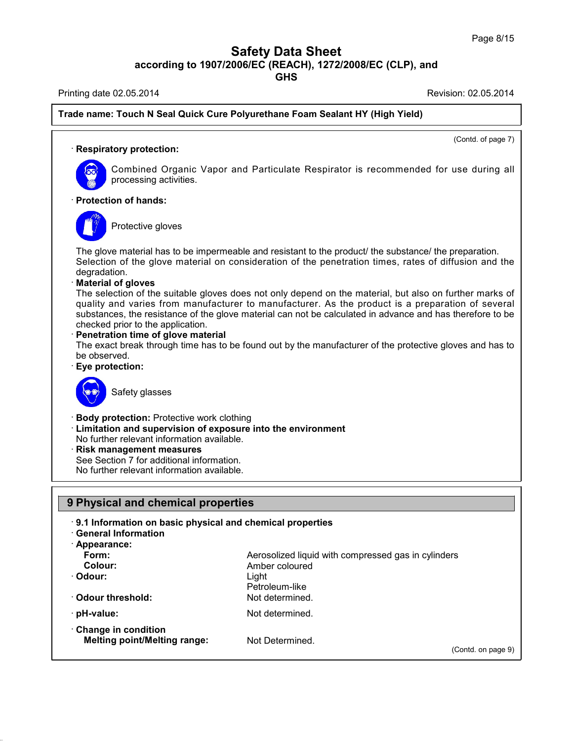# Safety Data Sheet

**according to 1907/2006/EC (REACH), 1272/2008/EC (CLP), and GHS**

Printing date 02.05.2014 | Revision: 02.05.2014

**Trade name: Touch N Seal Quick Cure Polyurethane Foam Sealant HY (High Yield)**

(Contd. of page 7)

· **Respiratory protection:**

Combined Organic Vapor and Particulate Respirator is recommended for use during all processing activities.

· **Protection of hands:**

Protective gloves

The glove material has to be impermeable and resistant to the product/ the substance/ the preparation.
Selection of the glove material on consideration of the penetration times, rates of diffusion and the degradation.

· **Material of gloves**
The selection of the suitable gloves does not only depend on the material, but also on further marks of quality and varies from manufacturer to manufacturer. As the product is a preparation of several substances, the resistance of the glove material can not be calculated in advance and has therefore to be checked prior to the application.

· **Penetration time of glove material**
The exact break through time has to be found out by the manufacturer of the protective gloves and has to be observed.

· **Eye protection:**

Safety glasses

· **Body protection:** Protective work clothing

· **Limitation and supervision of exposure into the environment**
No further relevant information available.

· **Risk management measures**
See Section 7 for additional information.
No further relevant information available.

## 9 Physical and chemical properties

· **9.1 Information on basic physical and chemical properties**

· **General Information**

· **Appearance:**

| | |
|---|---|
| **Form:** | Aerosolized liquid with compressed gas in cylinders |
| **Colour:** | Amber coloured |
| · **Odour:** | Light<br>Petroleum-like |
| · **Odour threshold:** | Not determined. |
| · **pH-value:** | Not determined. |
| · **Change in condition** | |
| **Melting point/Melting range:** | Not Determined. |

(Contd. on page 9)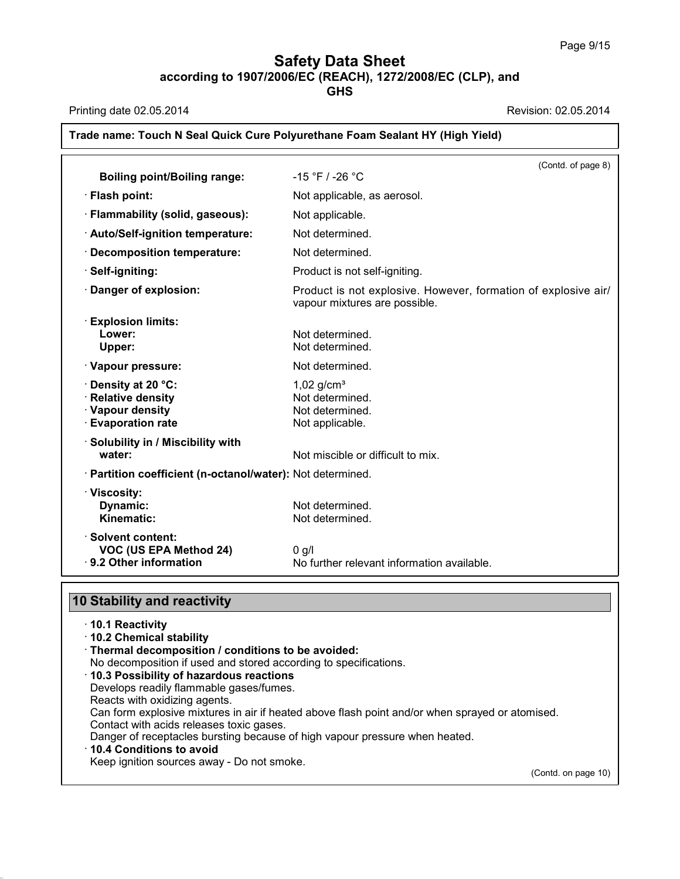(Contd. of page 8)

| | |
|---|---|
| **Boiling point/Boiling range:** | -15 °F / -26 °C |
| · **Flash point:** | Not applicable, as aerosol. |
| · **Flammability (solid, gaseous):** | Not applicable. |
| · **Auto/Self-ignition temperature:** | Not determined. |
| · **Decomposition temperature:** | Not determined. |
| · **Self-igniting:** | Product is not self-igniting. |
| · **Danger of explosion:** | Product is not explosive. However, formation of explosive air/vapour mixtures are possible. |
| · **Explosion limits:** | |
| **Lower:** | Not determined. |
| **Upper:** | Not determined. |
| · **Vapour pressure:** | Not determined. |
| · **Density at 20 °C:** | 1,02 g/cm³ |
| · **Relative density** | Not determined. |
| · **Vapour density** | Not determined. |
| · **Evaporation rate** | Not applicable. |
| · **Solubility in / Miscibility with water:** | Not miscible or difficult to mix. |
| · **Partition coefficient (n-octanol/water):** | Not determined. |
| · **Viscosity:** | |
| **Dynamic:** | Not determined. |
| **Kinematic:** | Not determined. |
| · **Solvent content:** | |
| **VOC (US EPA Method 24)** | 0 g/l |
| · **9.2 Other information** | No further relevant information available. |

## 10 Stability and reactivity

· **10.1 Reactivity**

· **10.2 Chemical stability**

· **Thermal decomposition / conditions to be avoided:**
No decomposition if used and stored according to specifications.

· **10.3 Possibility of hazardous reactions**
Develops readily flammable gases/fumes.
Reacts with oxidizing agents.
Can form explosive mixtures in air if heated above flash point and/or when sprayed or atomised.
Contact with acids releases toxic gases.
Danger of receptacles bursting because of high vapour pressure when heated.

· **10.4 Conditions to avoid**
Keep ignition sources away - Do not smoke.

(Contd. on page 10)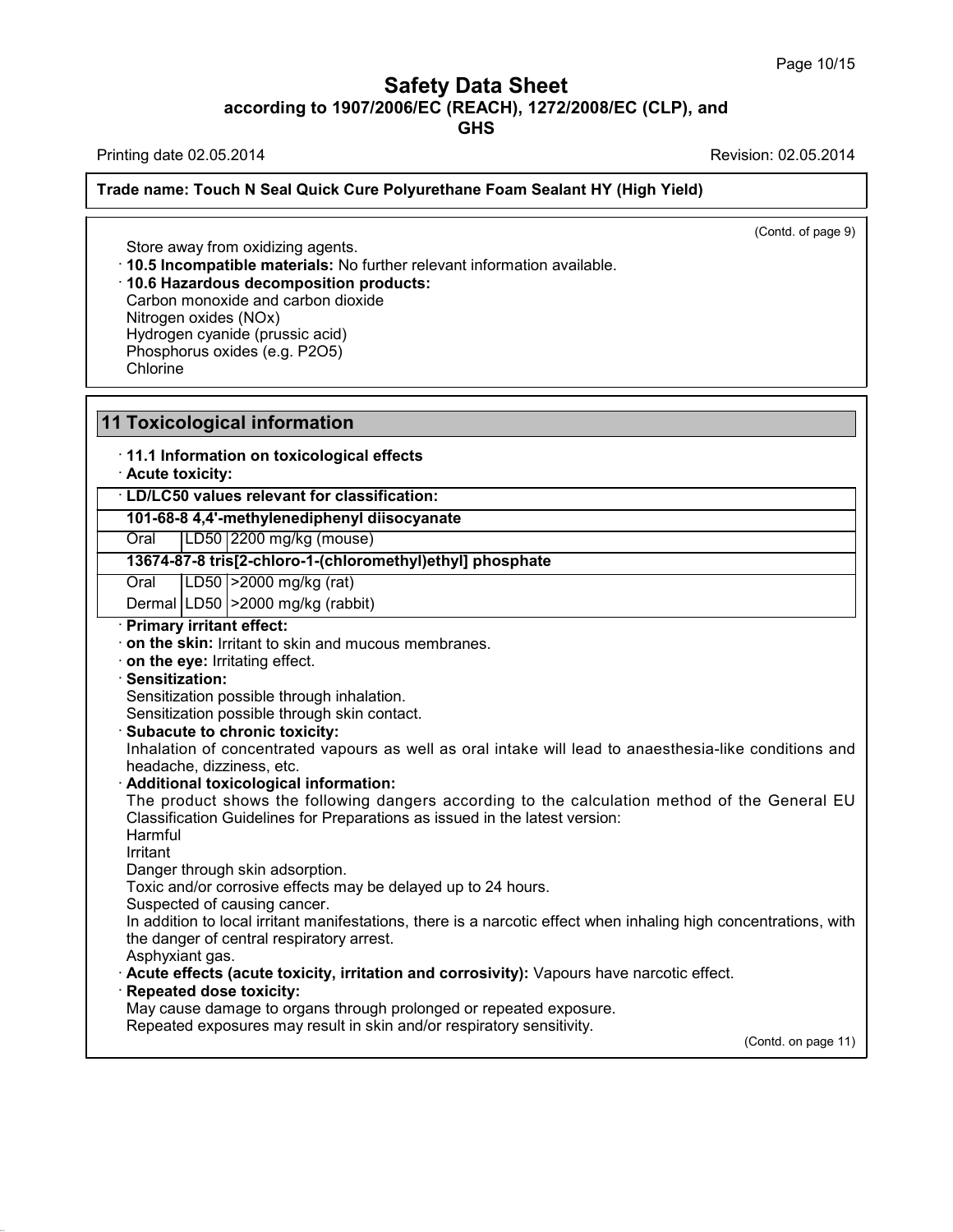**Trade name: Touch N Seal Quick Cure Polyurethane Foam Sealant HY (High Yield)**

(Contd. of page 9)

Store away from oxidizing agents.

· **10.5 Incompatible materials:** No further relevant information available.

· **10.6 Hazardous decomposition products:**

Carbon monoxide and carbon dioxide
Nitrogen oxides (NOx)
Hydrogen cyanide (prussic acid)
Phosphorus oxides (e.g. $P_2O_5$)
Chlorine

## 11 Toxicological information

· **11.1 Information on toxicological effects**

· **Acute toxicity:**

| · **LD/LC50 values relevant for classification:** | | |
|---|---|---|
| **101-68-8 4,4'-methylenediphenyl diisocyanate** | | |
| Oral | LD50 | 2200 mg/kg (mouse) |
| **13674-87-8 tris[2-chloro-1-(chloromethyl)ethyl] phosphate** | | |
| Oral | LD50 | >2000 mg/kg (rat) |
| Dermal | LD50 | >2000 mg/kg (rabbit) |

· **Primary irritant effect:**

· **on the skin:** Irritant to skin and mucous membranes.

· **on the eye:** Irritating effect.

· **Sensitization:**

Sensitization possible through inhalation.
Sensitization possible through skin contact.

· **Subacute to chronic toxicity:**

Inhalation of concentrated vapours as well as oral intake will lead to anaesthesia-like conditions and headache, dizziness, etc.

· **Additional toxicological information:**

The product shows the following dangers according to the calculation method of the General EU Classification Guidelines for Preparations as issued in the latest version:

Harmful
Irritant
Danger through skin adsorption.
Toxic and/or corrosive effects may be delayed up to 24 hours.
Suspected of causing cancer.
In addition to local irritant manifestations, there is a narcotic effect when inhaling high concentrations, with the danger of central respiratory arrest.
Asphyxiant gas.

· **Acute effects (acute toxicity, irritation and corrosivity):** Vapours have narcotic effect.

· **Repeated dose toxicity:**

May cause damage to organs through prolonged or repeated exposure.
Repeated exposures may result in skin and/or respiratory sensitivity.

(Contd. on page 11)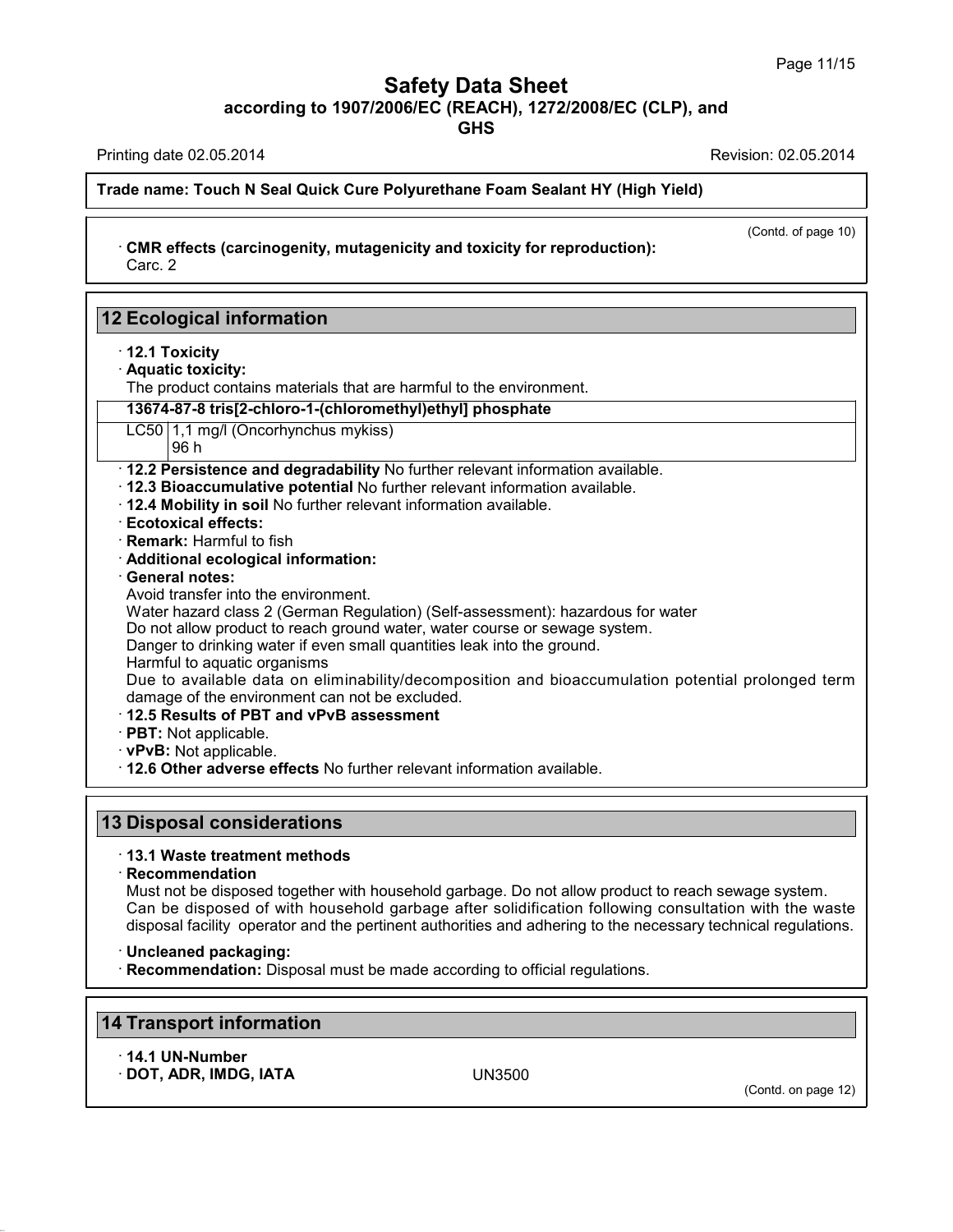(Contd. of page 10)

· **CMR effects (carcinogenity, mutagenicity and toxicity for reproduction):**
Carc. 2

## 12 Ecological information

· **12.1 Toxicity**
· **Aquatic toxicity:**
The product contains materials that are harmful to the environment.

| 13674-87-8 tris[2-chloro-1-(chloromethyl)ethyl] phosphate | |
|---|---|
| LC50 | 1,1 mg/l (Oncorhynchus mykiss) 96 h |

· **12.2 Persistence and degradability** No further relevant information available.
· **12.3 Bioaccumulative potential** No further relevant information available.
· **12.4 Mobility in soil** No further relevant information available.
· **Ecotoxical effects:**
· **Remark:** Harmful to fish
· **Additional ecological information:**
· **General notes:**
Avoid transfer into the environment.
Water hazard class 2 (German Regulation) (Self-assessment): hazardous for water
Do not allow product to reach ground water, water course or sewage system.
Danger to drinking water if even small quantities leak into the ground.
Harmful to aquatic organisms
Due to available data on eliminability/decomposition and bioaccumulation potential prolonged term damage of the environment can not be excluded.
· **12.5 Results of PBT and vPvB assessment**
· **PBT:** Not applicable.
· **vPvB:** Not applicable.
· **12.6 Other adverse effects** No further relevant information available.

## 13 Disposal considerations

· **13.1 Waste treatment methods**
· **Recommendation**
Must not be disposed together with household garbage. Do not allow product to reach sewage system.
Can be disposed of with household garbage after solidification following consultation with the waste disposal facility operator and the pertinent authorities and adhering to the necessary technical regulations.

· **Uncleaned packaging:**
· **Recommendation:** Disposal must be made according to official regulations.

## 14 Transport information

· **14.1 UN-Number**
· **DOT, ADR, IMDG, IATA** UN3500

(Contd. on page 12)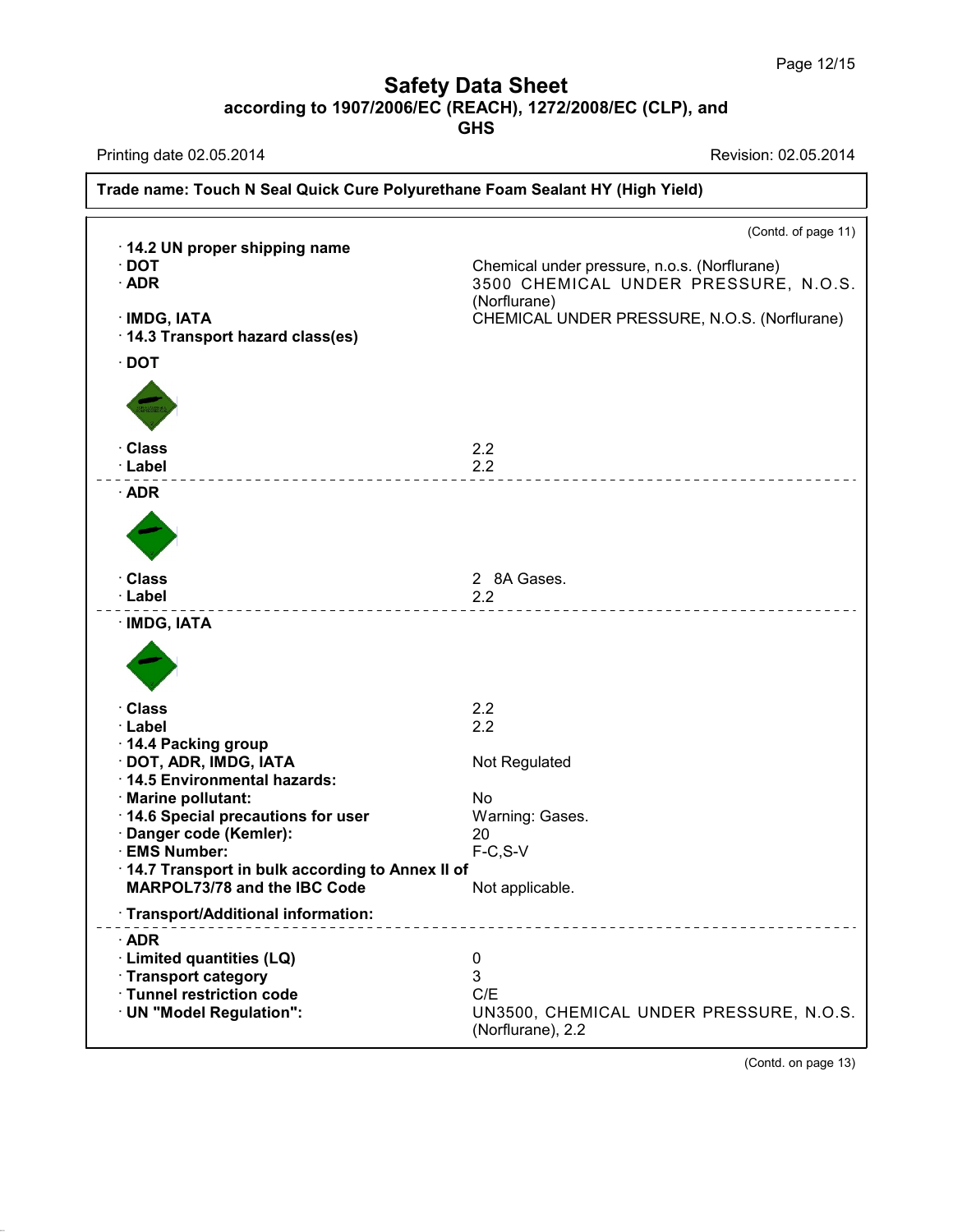**Trade name: Touch N Seal Quick Cure Polyurethane Foam Sealant HY (High Yield)**

(Contd. of page 11)

· **14.2 UN proper shipping name**

| | |
|---|---|
| · **DOT** | Chemical under pressure, n.o.s. (Norflurane) |
| · **ADR** | 3500 CHEMICAL UNDER PRESSURE, N.O.S. (Norflurane) |
| · **IMDG, IATA** | CHEMICAL UNDER PRESSURE, N.O.S. (Norflurane) |

· **14.3 Transport hazard class(es)**

· **DOT**

| | |
|---|---|
| · **Class** | 2.2 |
| · **Label** | 2.2 |

· **ADR**

| | |
|---|---|
| · **Class** | 2 8A Gases. |
| · **Label** | 2.2 |

· **IMDG, IATA**

| | |
|---|---|
| · **Class** | 2.2 |
| · **Label** | 2.2 |
| · **14.4 Packing group** | |
| · **DOT, ADR, IMDG, IATA** | Not Regulated |
| · **14.5 Environmental hazards:** | |
| · **Marine pollutant:** | No |
| · **14.6 Special precautions for user** | Warning: Gases. |
| · **Danger code (Kemler):** | 20 |
| · **EMS Number:** | F-C,S-V |
| · **14.7 Transport in bulk according to Annex II of MARPOL73/78 and the IBC Code** | Not applicable. |

· **Transport/Additional information:**

· **ADR**

| | |
|---|---|
| · **Limited quantities (LQ)** | 0 |
| · **Transport category** | 3 |
| · **Tunnel restriction code** | C/E |
| · **UN "Model Regulation":** | UN3500, CHEMICAL UNDER PRESSURE, N.O.S. (Norflurane), 2.2 |

(Contd. on page 13)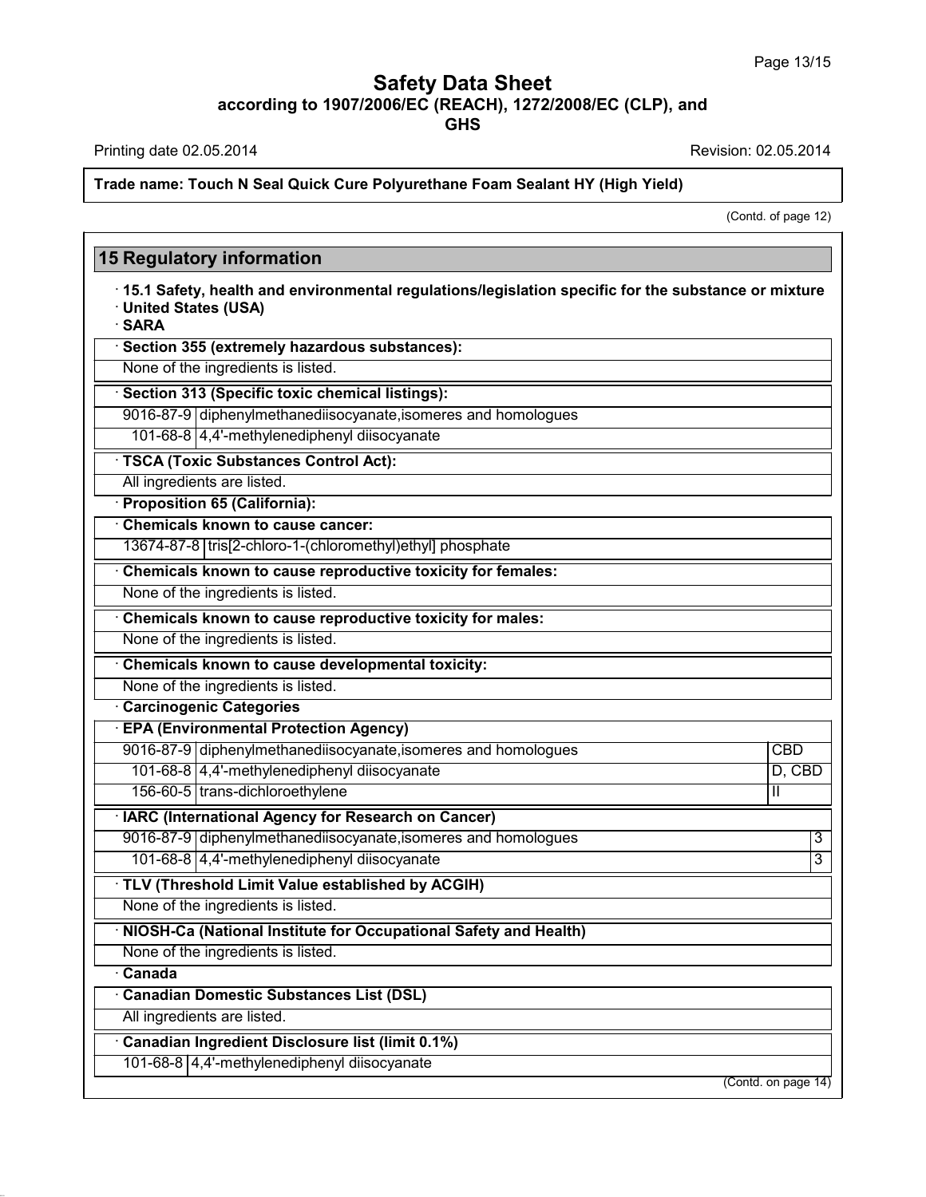## 15 Regulatory information

· **15.1 Safety, health and environmental regulations/legislation specific for the substance or mixture**
· **United States (USA)**
· **SARA**

· **Section 355 (extremely hazardous substances):**

None of the ingredients is listed.

· **Section 313 (Specific toxic chemical listings):**

| | |
|---|---|
| 9016-87-9 | diphenylmethanediisocyanate,isomeres and homologues |
| 101-68-8 | 4,4'-methylenediphenyl diisocyanate |

· **TSCA (Toxic Substances Control Act):**

All ingredients are listed.

· **Proposition 65 (California):**

· **Chemicals known to cause cancer:**

| | |
|---|---|
| 13674-87-8 | tris[2-chloro-1-(chloromethyl)ethyl] phosphate |

· **Chemicals known to cause reproductive toxicity for females:**

None of the ingredients is listed.

· **Chemicals known to cause reproductive toxicity for males:**

None of the ingredients is listed.

· **Chemicals known to cause developmental toxicity:**

None of the ingredients is listed.

· **Carcinogenic Categories**

· **EPA (Environmental Protection Agency)**

| | | |
|---|---|---|
| 9016-87-9 | diphenylmethanediisocyanate,isomeres and homologues | CBD |
| 101-68-8 | 4,4'-methylenediphenyl diisocyanate | D, CBD |
| 156-60-5 | trans-dichloroethylene | II |

· **IARC (International Agency for Research on Cancer)**

| | | |
|---|---|---|
| 9016-87-9 | diphenylmethanediisocyanate,isomeres and homologues | 3 |
| 101-68-8 | 4,4'-methylenediphenyl diisocyanate | 3 |

· **TLV (Threshold Limit Value established by ACGIH)**

None of the ingredients is listed.

· **NIOSH-Ca (National Institute for Occupational Safety and Health)**

None of the ingredients is listed.

· **Canada**

· **Canadian Domestic Substances List (DSL)**

All ingredients are listed.

· **Canadian Ingredient Disclosure list (limit 0.1%)**

| | |
|---|---|
| 101-68-8 | 4,4'-methylenediphenyl diisocyanate |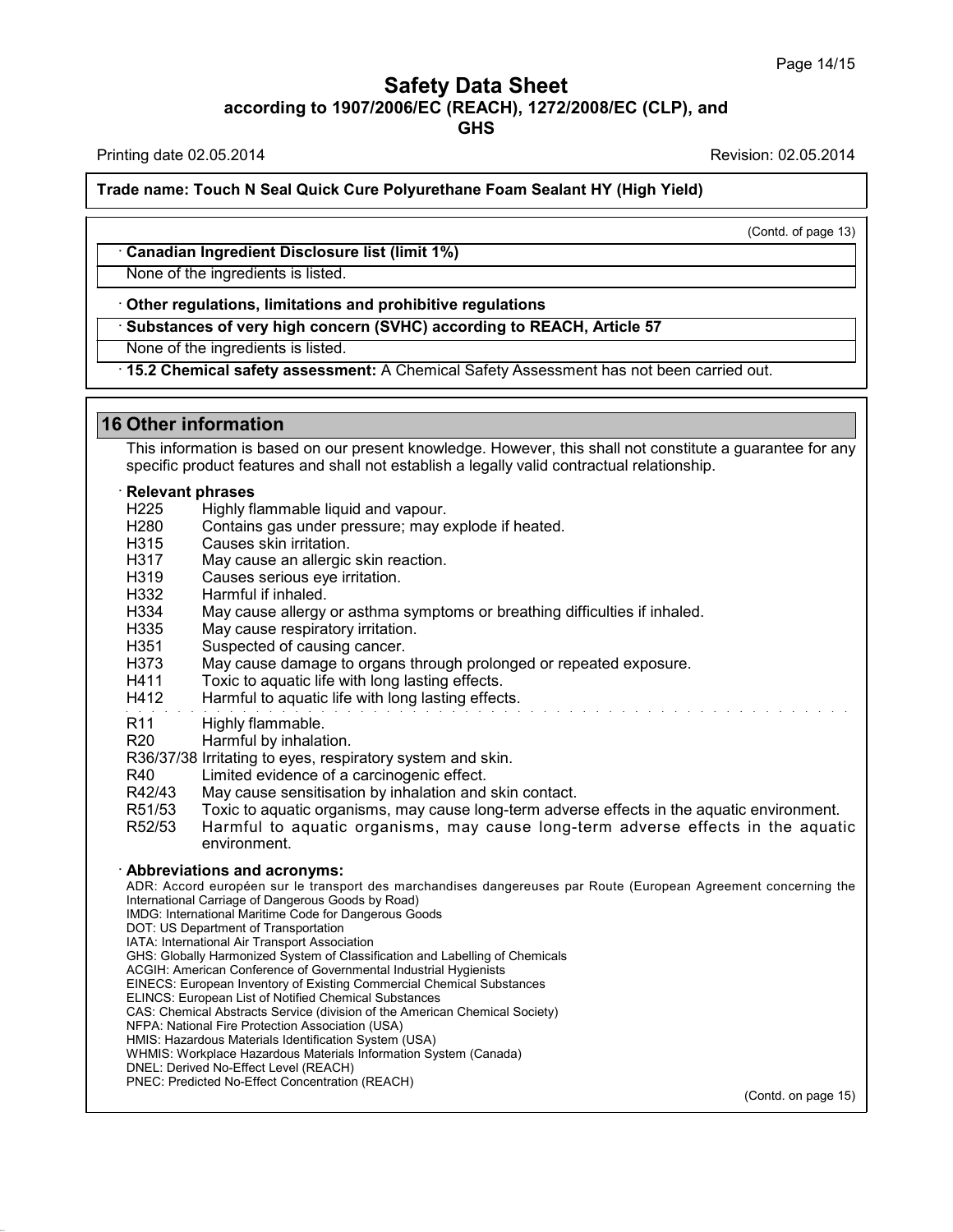(Contd. of page 13)

· **Canadian Ingredient Disclosure list (limit 1%)**

None of the ingredients is listed.

· **Other regulations, limitations and prohibitive regulations**

· **Substances of very high concern (SVHC) according to REACH, Article 57**

None of the ingredients is listed.

· **15.2 Chemical safety assessment:** A Chemical Safety Assessment has not been carried out.

## 16 Other information

This information is based on our present knowledge. However, this shall not constitute a guarantee for any specific product features and shall not establish a legally valid contractual relationship.

· **Relevant phrases**

H225 Highly flammable liquid and vapour.
H280 Contains gas under pressure; may explode if heated.
H315 Causes skin irritation.
H317 May cause an allergic skin reaction.
H319 Causes serious eye irritation.
H332 Harmful if inhaled.
H334 May cause allergy or asthma symptoms or breathing difficulties if inhaled.
H335 May cause respiratory irritation.
H351 Suspected of causing cancer.
H373 May cause damage to organs through prolonged or repeated exposure.
H411 Toxic to aquatic life with long lasting effects.
H412 Harmful to aquatic life with long lasting effects.

R11 Highly flammable.
R20 Harmful by inhalation.
R36/37/38 Irritating to eyes, respiratory system and skin.
R40 Limited evidence of a carcinogenic effect.
R42/43 May cause sensitisation by inhalation and skin contact.
R51/53 Toxic to aquatic organisms, may cause long-term adverse effects in the aquatic environment.
R52/53 Harmful to aquatic organisms, may cause long-term adverse effects in the aquatic environment.

· **Abbreviations and acronyms:**

ADR: Accord européen sur le transport des marchandises dangereuses par Route (European Agreement concerning the International Carriage of Dangerous Goods by Road)
IMDG: International Maritime Code for Dangerous Goods
DOT: US Department of Transportation
IATA: International Air Transport Association
GHS: Globally Harmonized System of Classification and Labelling of Chemicals
ACGIH: American Conference of Governmental Industrial Hygienists
EINECS: European Inventory of Existing Commercial Chemical Substances
ELINCS: European List of Notified Chemical Substances
CAS: Chemical Abstracts Service (division of the American Chemical Society)
NFPA: National Fire Protection Association (USA)
HMIS: Hazardous Materials Identification System (USA)
WHMIS: Workplace Hazardous Materials Information System (Canada)
DNEL: Derived No-Effect Level (REACH)
PNEC: Predicted No-Effect Concentration (REACH)

(Contd. on page 15)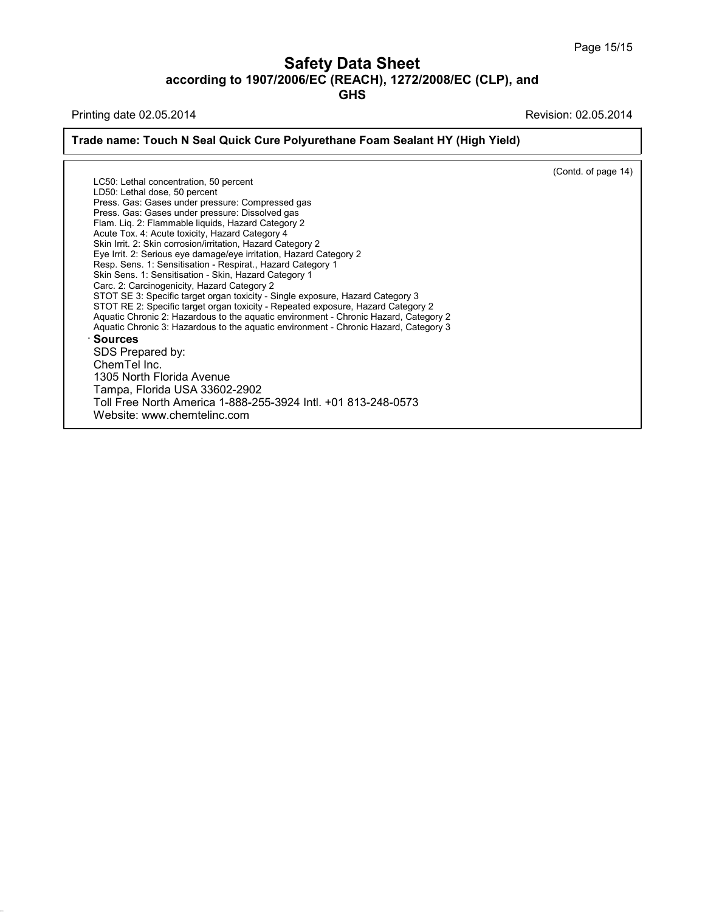(Contd. of page 14)

LC50: Lethal concentration, 50 percent
LD50: Lethal dose, 50 percent
Press. Gas: Gases under pressure: Compressed gas
Press. Gas: Gases under pressure: Dissolved gas
Flam. Liq. 2: Flammable liquids, Hazard Category 2
Acute Tox. 4: Acute toxicity, Hazard Category 4
Skin Irrit. 2: Skin corrosion/irritation, Hazard Category 2
Eye Irrit. 2: Serious eye damage/eye irritation, Hazard Category 2
Resp. Sens. 1: Sensitisation - Respirat., Hazard Category 1
Skin Sens. 1: Sensitisation - Skin, Hazard Category 1
Carc. 2: Carcinogenicity, Hazard Category 2
STOT SE 3: Specific target organ toxicity - Single exposure, Hazard Category 3
STOT RE 2: Specific target organ toxicity - Repeated exposure, Hazard Category 2
Aquatic Chronic 2: Hazardous to the aquatic environment - Chronic Hazard, Category 2
Aquatic Chronic 3: Hazardous to the aquatic environment - Chronic Hazard, Category 3

· **Sources**

SDS Prepared by:
ChemTel Inc.
1305 North Florida Avenue
Tampa, Florida USA 33602-2902
Toll Free North America 1-888-255-3924 Intl. +01 813-248-0573
Website: www.chemtelinc.com